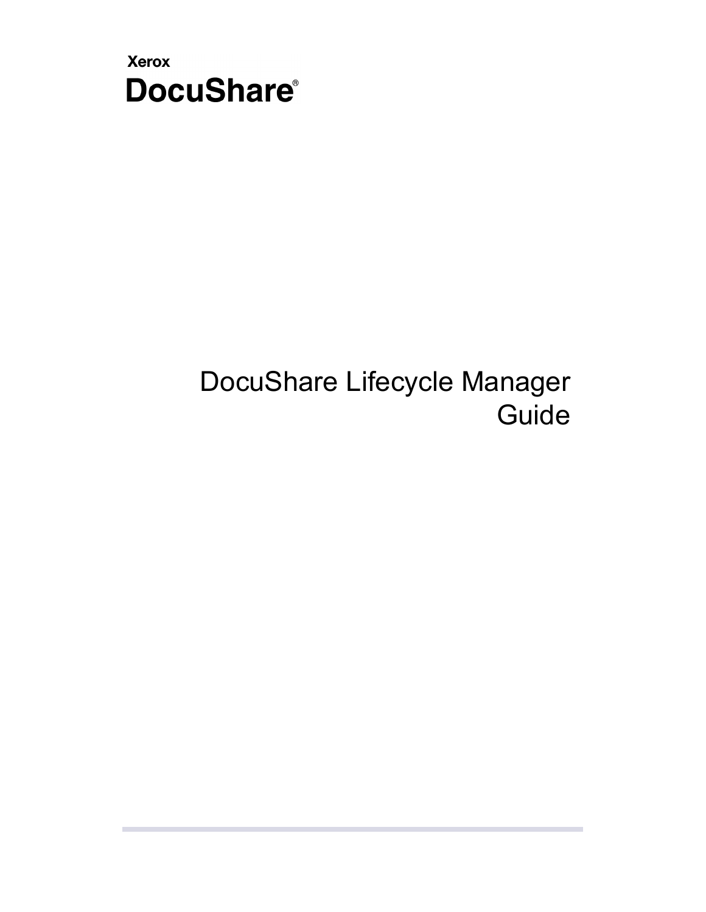Xerox

# DocuShare®

# DocuShare Lifecycle Manager Guide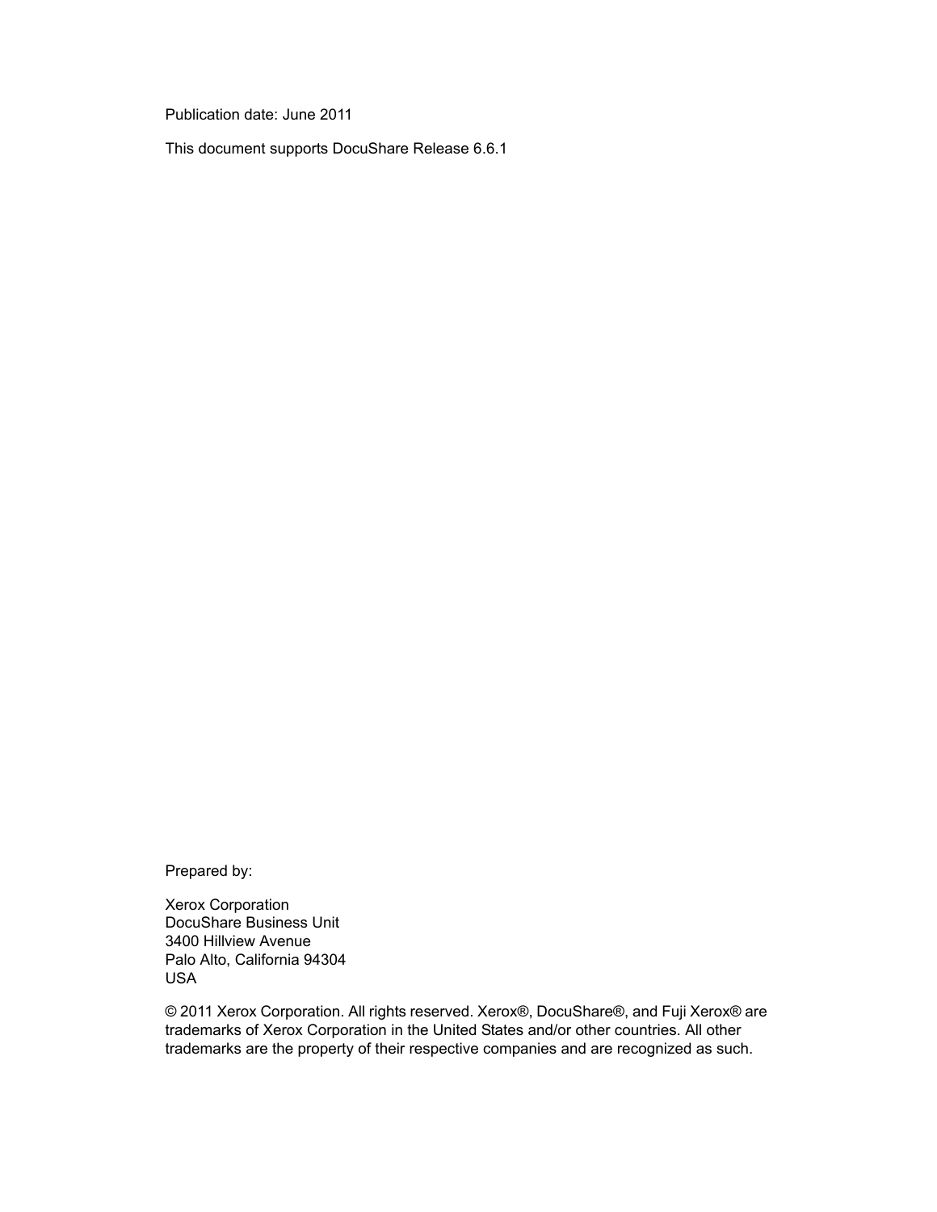Publication date: June 2011

This document supports DocuShare Release 6.6.1

Prepared by:

Xerox Corporation
DocuShare Business Unit
3400 Hillview Avenue
Palo Alto, California 94304
USA

© 2011 Xerox Corporation. All rights reserved. Xerox®, DocuShare®, and Fuji Xerox® are trademarks of Xerox Corporation in the United States and/or other countries. All other trademarks are the property of their respective companies and are recognized as such.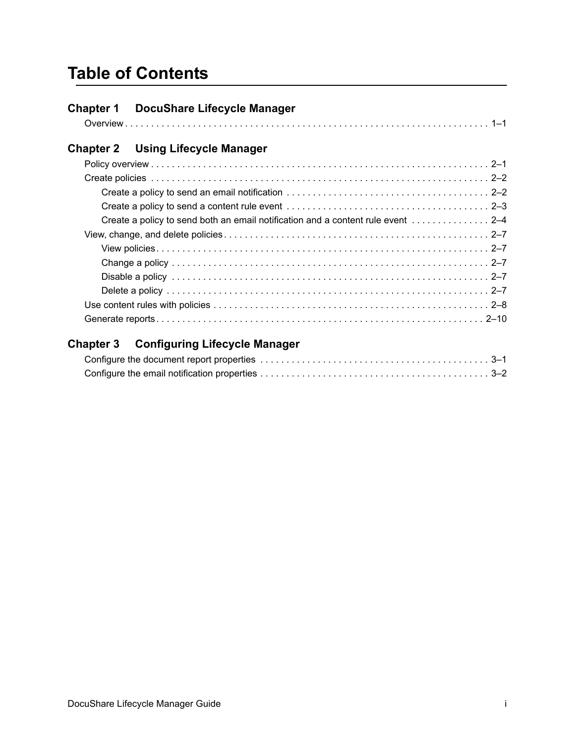# Table of Contents

## Chapter 1 DocuShare Lifecycle Manager

Overview . . . . . . . . . . . . . . . . . . . . . . . . . . . . . . . . . . . . . . . . . . . . . . . . . . . . . . . . . . . . . . . . . . . . . . . . 1–1

## Chapter 2 Using Lifecycle Manager

Policy overview . . . . . . . . . . . . . . . . . . . . . . . . . . . . . . . . . . . . . . . . . . . . . . . . . . . . . . . . . . . . . . . . . . 2–1

Create policies . . . . . . . . . . . . . . . . . . . . . . . . . . . . . . . . . . . . . . . . . . . . . . . . . . . . . . . . . . . . . . . . . . . 2–2

- Create a policy to send an email notification . . . . . . . . . . . . . . . . . . . . . . . . . . . . . . . . . . . . . . 2–2
- Create a policy to send a content rule event . . . . . . . . . . . . . . . . . . . . . . . . . . . . . . . . . . . . . . 2–3
- Create a policy to send both an email notification and a content rule event . . . . . . . . . . . . . . . 2–4

View, change, and delete policies . . . . . . . . . . . . . . . . . . . . . . . . . . . . . . . . . . . . . . . . . . . . . . . . . . . 2–7

- View policies . . . . . . . . . . . . . . . . . . . . . . . . . . . . . . . . . . . . . . . . . . . . . . . . . . . . . . . . . . . . . . . 2–7
- Change a policy . . . . . . . . . . . . . . . . . . . . . . . . . . . . . . . . . . . . . . . . . . . . . . . . . . . . . . . . . . . . 2–7
- Disable a policy . . . . . . . . . . . . . . . . . . . . . . . . . . . . . . . . . . . . . . . . . . . . . . . . . . . . . . . . . . . . 2–7
- Delete a policy . . . . . . . . . . . . . . . . . . . . . . . . . . . . . . . . . . . . . . . . . . . . . . . . . . . . . . . . . . . . . 2–7

Use content rules with policies . . . . . . . . . . . . . . . . . . . . . . . . . . . . . . . . . . . . . . . . . . . . . . . . . . . . . 2–8

Generate reports . . . . . . . . . . . . . . . . . . . . . . . . . . . . . . . . . . . . . . . . . . . . . . . . . . . . . . . . . . . . . . . . . 2–10

## Chapter 3 Configuring Lifecycle Manager

Configure the document report properties . . . . . . . . . . . . . . . . . . . . . . . . . . . . . . . . . . . . . . . . . . . 3–1

Configure the email notification properties . . . . . . . . . . . . . . . . . . . . . . . . . . . . . . . . . . . . . . . . . . . 3–2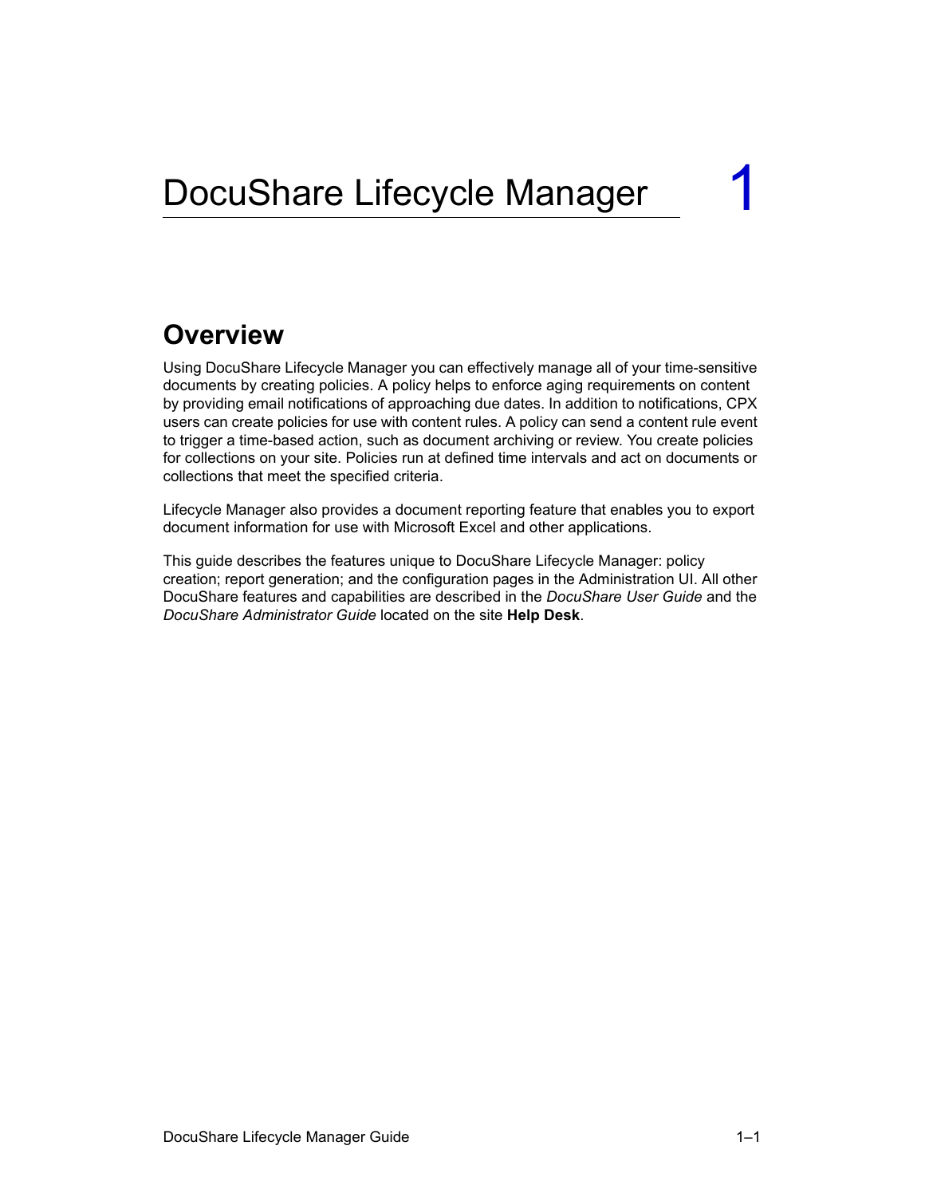# DocuShare Lifecycle Manager 1

## Overview

Using DocuShare Lifecycle Manager you can effectively manage all of your time-sensitive documents by creating policies. A policy helps to enforce aging requirements on content by providing email notifications of approaching due dates. In addition to notifications, CPX users can create policies for use with content rules. A policy can send a content rule event to trigger a time-based action, such as document archiving or review. You create policies for collections on your site. Policies run at defined time intervals and act on documents or collections that meet the specified criteria.

Lifecycle Manager also provides a document reporting feature that enables you to export document information for use with Microsoft Excel and other applications.

This guide describes the features unique to DocuShare Lifecycle Manager: policy creation; report generation; and the configuration pages in the Administration UI. All other DocuShare features and capabilities are described in the *DocuShare User Guide* and the *DocuShare Administrator Guide* located on the site **Help Desk**.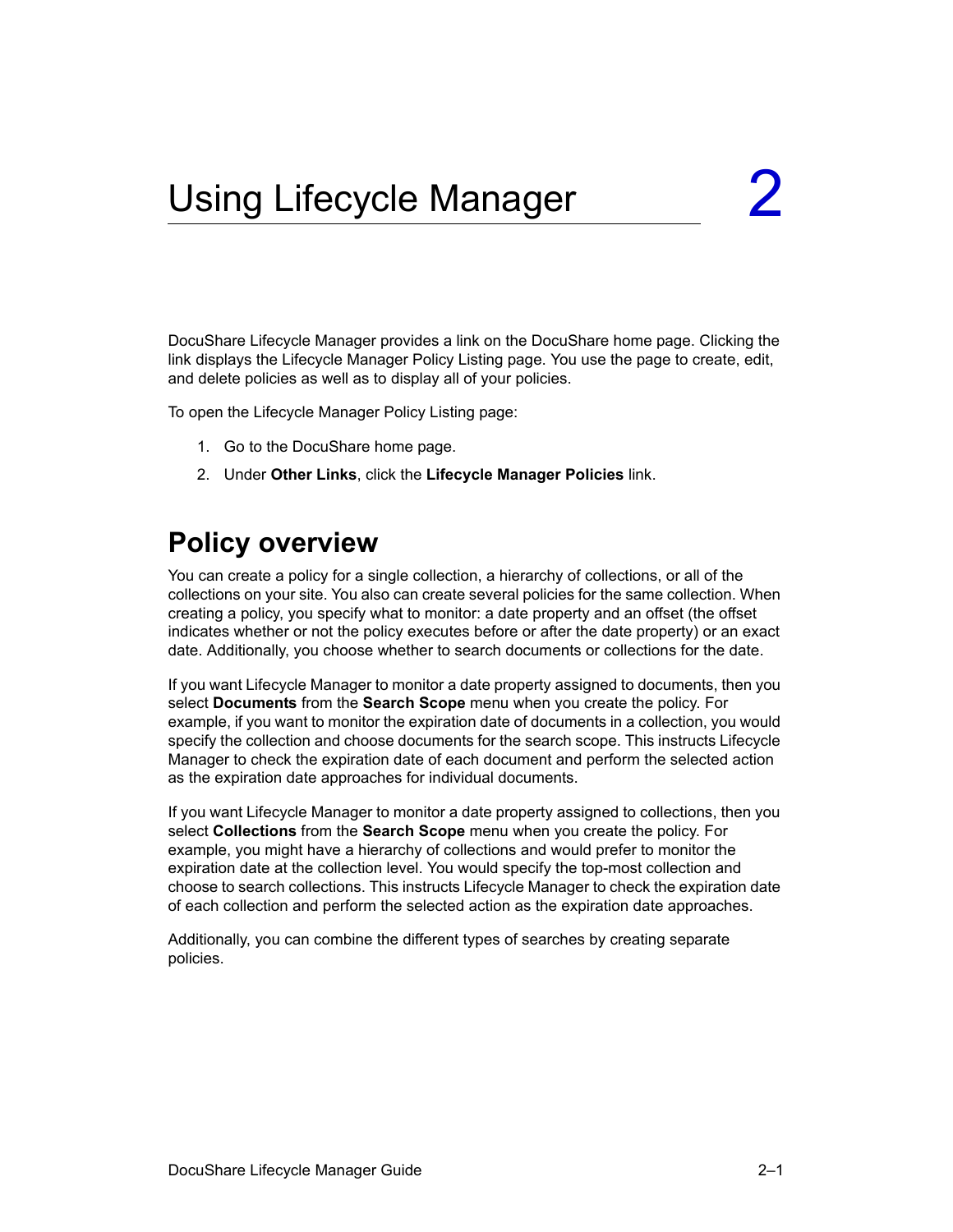# Using Lifecycle Manager 2

DocuShare Lifecycle Manager provides a link on the DocuShare home page. Clicking the link displays the Lifecycle Manager Policy Listing page. You use the page to create, edit, and delete policies as well as to display all of your policies.

To open the Lifecycle Manager Policy Listing page:

1. Go to the DocuShare home page.
2. Under **Other Links**, click the **Lifecycle Manager Policies** link.

## Policy overview

You can create a policy for a single collection, a hierarchy of collections, or all of the collections on your site. You also can create several policies for the same collection. When creating a policy, you specify what to monitor: a date property and an offset (the offset indicates whether or not the policy executes before or after the date property) or an exact date. Additionally, you choose whether to search documents or collections for the date.

If you want Lifecycle Manager to monitor a date property assigned to documents, then you select **Documents** from the **Search Scope** menu when you create the policy. For example, if you want to monitor the expiration date of documents in a collection, you would specify the collection and choose documents for the search scope. This instructs Lifecycle Manager to check the expiration date of each document and perform the selected action as the expiration date approaches for individual documents.

If you want Lifecycle Manager to monitor a date property assigned to collections, then you select **Collections** from the **Search Scope** menu when you create the policy. For example, you might have a hierarchy of collections and would prefer to monitor the expiration date at the collection level. You would specify the top-most collection and choose to search collections. This instructs Lifecycle Manager to check the expiration date of each collection and perform the selected action as the expiration date approaches.

Additionally, you can combine the different types of searches by creating separate policies.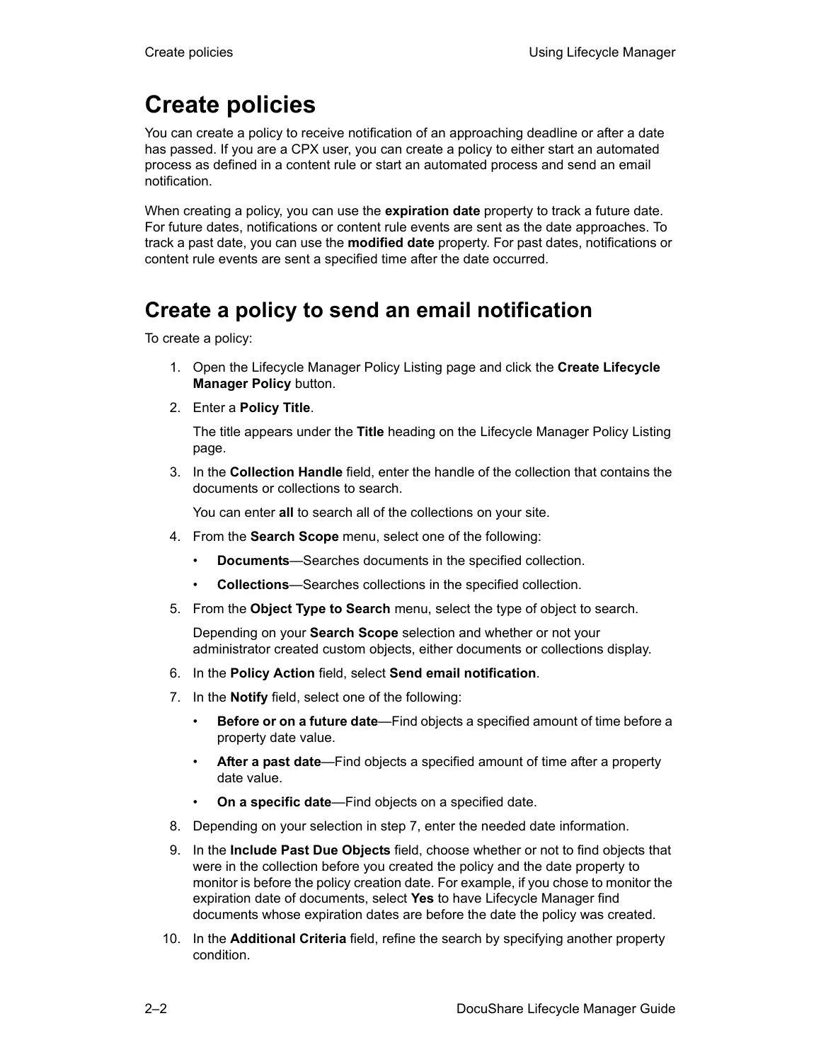# Create policies

You can create a policy to receive notification of an approaching deadline or after a date has passed. If you are a CPX user, you can create a policy to either start an automated process as defined in a content rule or start an automated process and send an email notification.

When creating a policy, you can use the **expiration date** property to track a future date. For future dates, notifications or content rule events are sent as the date approaches. To track a past date, you can use the **modified date** property. For past dates, notifications or content rule events are sent a specified time after the date occurred.

## Create a policy to send an email notification

To create a policy:

1. Open the Lifecycle Manager Policy Listing page and click the **Create Lifecycle Manager Policy** button.
2. Enter a **Policy Title**.

   The title appears under the **Title** heading on the Lifecycle Manager Policy Listing page.
3. In the **Collection Handle** field, enter the handle of the collection that contains the documents or collections to search.

   You can enter **all** to search all of the collections on your site.
4. From the **Search Scope** menu, select one of the following:
   - **Documents**—Searches documents in the specified collection.
   - **Collections**—Searches collections in the specified collection.
5. From the **Object Type to Search** menu, select the type of object to search.

   Depending on your **Search Scope** selection and whether or not your administrator created custom objects, either documents or collections display.
6. In the **Policy Action** field, select **Send email notification**.
7. In the **Notify** field, select one of the following:
   - **Before or on a future date**—Find objects a specified amount of time before a property date value.
   - **After a past date**—Find objects a specified amount of time after a property date value.
   - **On a specific date**—Find objects on a specified date.
8. Depending on your selection in step 7, enter the needed date information.
9. In the **Include Past Due Objects** field, choose whether or not to find objects that were in the collection before you created the policy and the date property to monitor is before the policy creation date. For example, if you chose to monitor the expiration date of documents, select **Yes** to have Lifecycle Manager find documents whose expiration dates are before the date the policy was created.
10. In the **Additional Criteria** field, refine the search by specifying another property condition.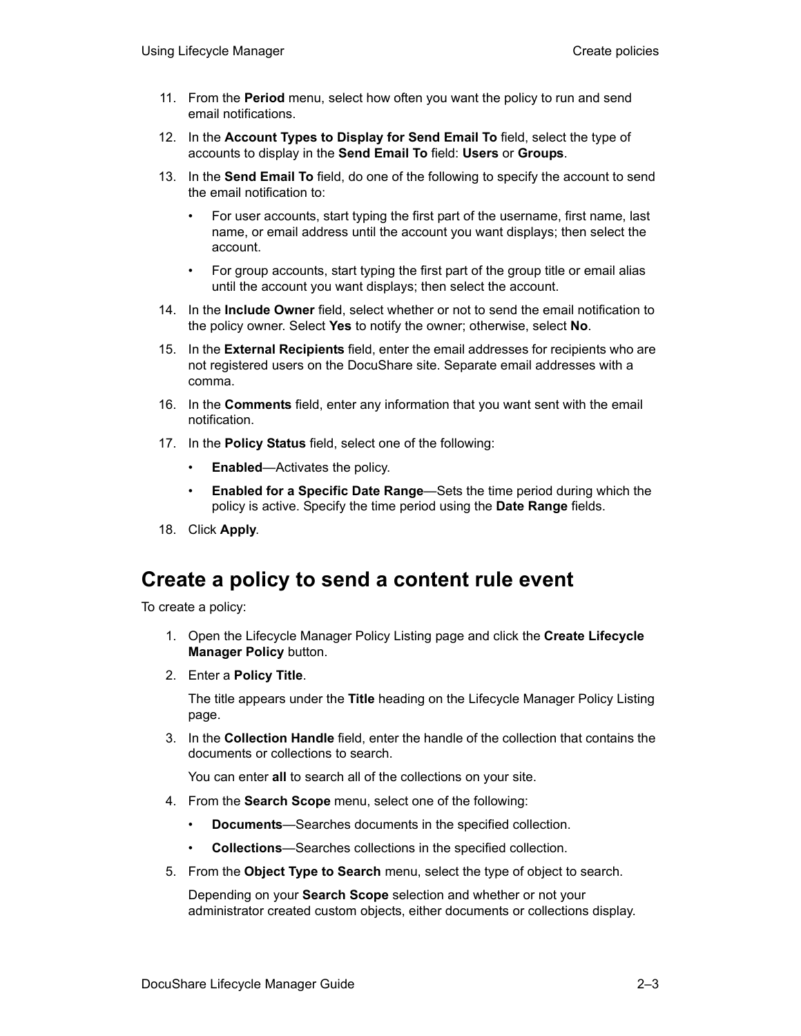11. From the **Period** menu, select how often you want the policy to run and send email notifications.
12. In the **Account Types to Display for Send Email To** field, select the type of accounts to display in the **Send Email To** field: **Users** or **Groups**.
13. In the **Send Email To** field, do one of the following to specify the account to send the email notification to:
    - For user accounts, start typing the first part of the username, first name, last name, or email address until the account you want displays; then select the account.
    - For group accounts, start typing the first part of the group title or email alias until the account you want displays; then select the account.
14. In the **Include Owner** field, select whether or not to send the email notification to the policy owner. Select **Yes** to notify the owner; otherwise, select **No**.
15. In the **External Recipients** field, enter the email addresses for recipients who are not registered users on the DocuShare site. Separate email addresses with a comma.
16. In the **Comments** field, enter any information that you want sent with the email notification.
17. In the **Policy Status** field, select one of the following:
    - **Enabled**—Activates the policy.
    - **Enabled for a Specific Date Range**—Sets the time period during which the policy is active. Specify the time period using the **Date Range** fields.
18. Click **Apply**.

## Create a policy to send a content rule event

To create a policy:

1. Open the Lifecycle Manager Policy Listing page and click the **Create Lifecycle Manager Policy** button.
2. Enter a **Policy Title**.

   The title appears under the **Title** heading on the Lifecycle Manager Policy Listing page.
3. In the **Collection Handle** field, enter the handle of the collection that contains the documents or collections to search.

   You can enter **all** to search all of the collections on your site.
4. From the **Search Scope** menu, select one of the following:
    - **Documents**—Searches documents in the specified collection.
    - **Collections**—Searches collections in the specified collection.
5. From the **Object Type to Search** menu, select the type of object to search.

   Depending on your **Search Scope** selection and whether or not your administrator created custom objects, either documents or collections display.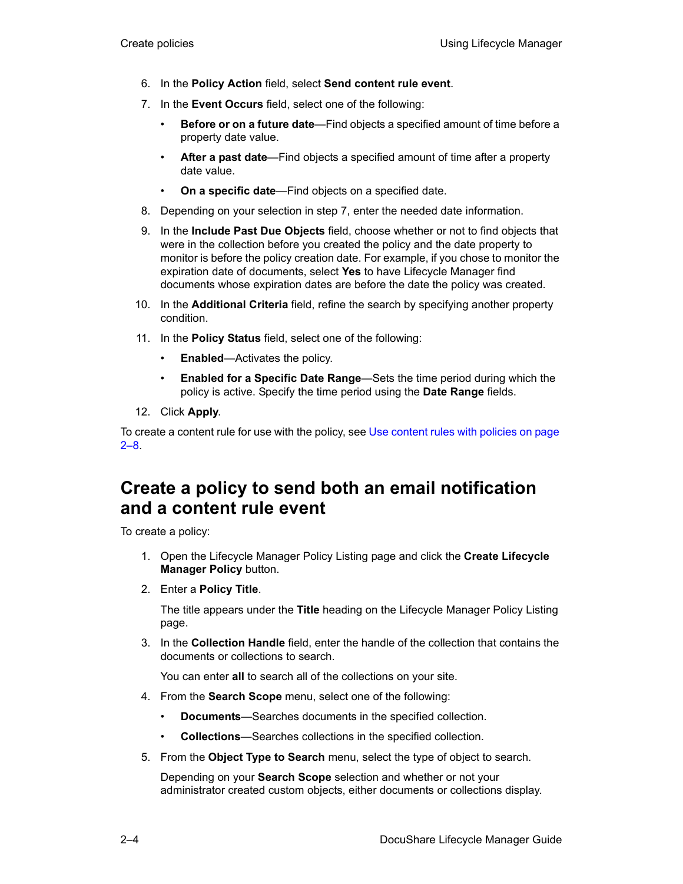6. In the **Policy Action** field, select **Send content rule event**.
7. In the **Event Occurs** field, select one of the following:
   - **Before or on a future date**—Find objects a specified amount of time before a property date value.
   - **After a past date**—Find objects a specified amount of time after a property date value.
   - **On a specific date**—Find objects on a specified date.
8. Depending on your selection in step 7, enter the needed date information.
9. In the **Include Past Due Objects** field, choose whether or not to find objects that were in the collection before you created the policy and the date property to monitor is before the policy creation date. For example, if you chose to monitor the expiration date of documents, select **Yes** to have Lifecycle Manager find documents whose expiration dates are before the date the policy was created.
10. In the **Additional Criteria** field, refine the search by specifying another property condition.
11. In the **Policy Status** field, select one of the following:
    - **Enabled**—Activates the policy.
    - **Enabled for a Specific Date Range**—Sets the time period during which the policy is active. Specify the time period using the **Date Range** fields.
12. Click **Apply**.

To create a content rule for use with the policy, see Use content rules with policies on page 2–8.

## Create a policy to send both an email notification and a content rule event

To create a policy:

1. Open the Lifecycle Manager Policy Listing page and click the **Create Lifecycle Manager Policy** button.
2. Enter a **Policy Title**.

   The title appears under the **Title** heading on the Lifecycle Manager Policy Listing page.
3. In the **Collection Handle** field, enter the handle of the collection that contains the documents or collections to search.

   You can enter **all** to search all of the collections on your site.
4. From the **Search Scope** menu, select one of the following:
   - **Documents**—Searches documents in the specified collection.
   - **Collections**—Searches collections in the specified collection.
5. From the **Object Type to Search** menu, select the type of object to search.

   Depending on your **Search Scope** selection and whether or not your administrator created custom objects, either documents or collections display.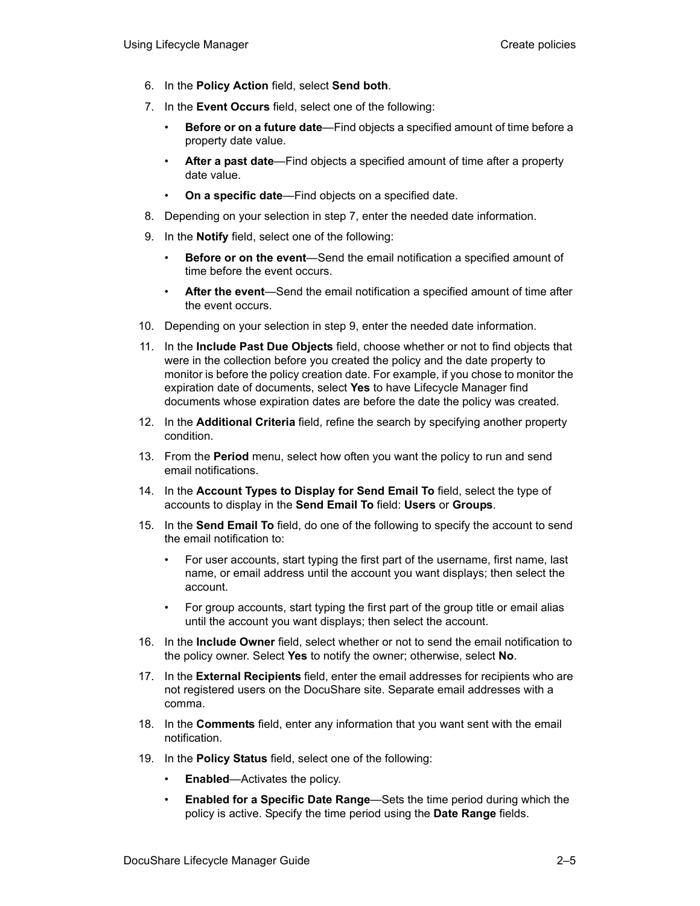6. In the **Policy Action** field, select **Send both**.
7. In the **Event Occurs** field, select one of the following:
   - **Before or on a future date**—Find objects a specified amount of time before a property date value.
   - **After a past date**—Find objects a specified amount of time after a property date value.
   - **On a specific date**—Find objects on a specified date.
8. Depending on your selection in step 7, enter the needed date information.
9. In the **Notify** field, select one of the following:
   - **Before or on the event**—Send the email notification a specified amount of time before the event occurs.
   - **After the event**—Send the email notification a specified amount of time after the event occurs.
10. Depending on your selection in step 9, enter the needed date information.
11. In the **Include Past Due Objects** field, choose whether or not to find objects that were in the collection before you created the policy and the date property to monitor is before the policy creation date. For example, if you chose to monitor the expiration date of documents, select **Yes** to have Lifecycle Manager find documents whose expiration dates are before the date the policy was created.
12. In the **Additional Criteria** field, refine the search by specifying another property condition.
13. From the **Period** menu, select how often you want the policy to run and send email notifications.
14. In the **Account Types to Display for Send Email To** field, select the type of accounts to display in the **Send Email To** field: **Users** or **Groups**.
15. In the **Send Email To** field, do one of the following to specify the account to send the email notification to:
    - For user accounts, start typing the first part of the username, first name, last name, or email address until the account you want displays; then select the account.
    - For group accounts, start typing the first part of the group title or email alias until the account you want displays; then select the account.
16. In the **Include Owner** field, select whether or not to send the email notification to the policy owner. Select **Yes** to notify the owner; otherwise, select **No**.
17. In the **External Recipients** field, enter the email addresses for recipients who are not registered users on the DocuShare site. Separate email addresses with a comma.
18. In the **Comments** field, enter any information that you want sent with the email notification.
19. In the **Policy Status** field, select one of the following:
    - **Enabled**—Activates the policy.
    - **Enabled for a Specific Date Range**—Sets the time period during which the policy is active. Specify the time period using the **Date Range** fields.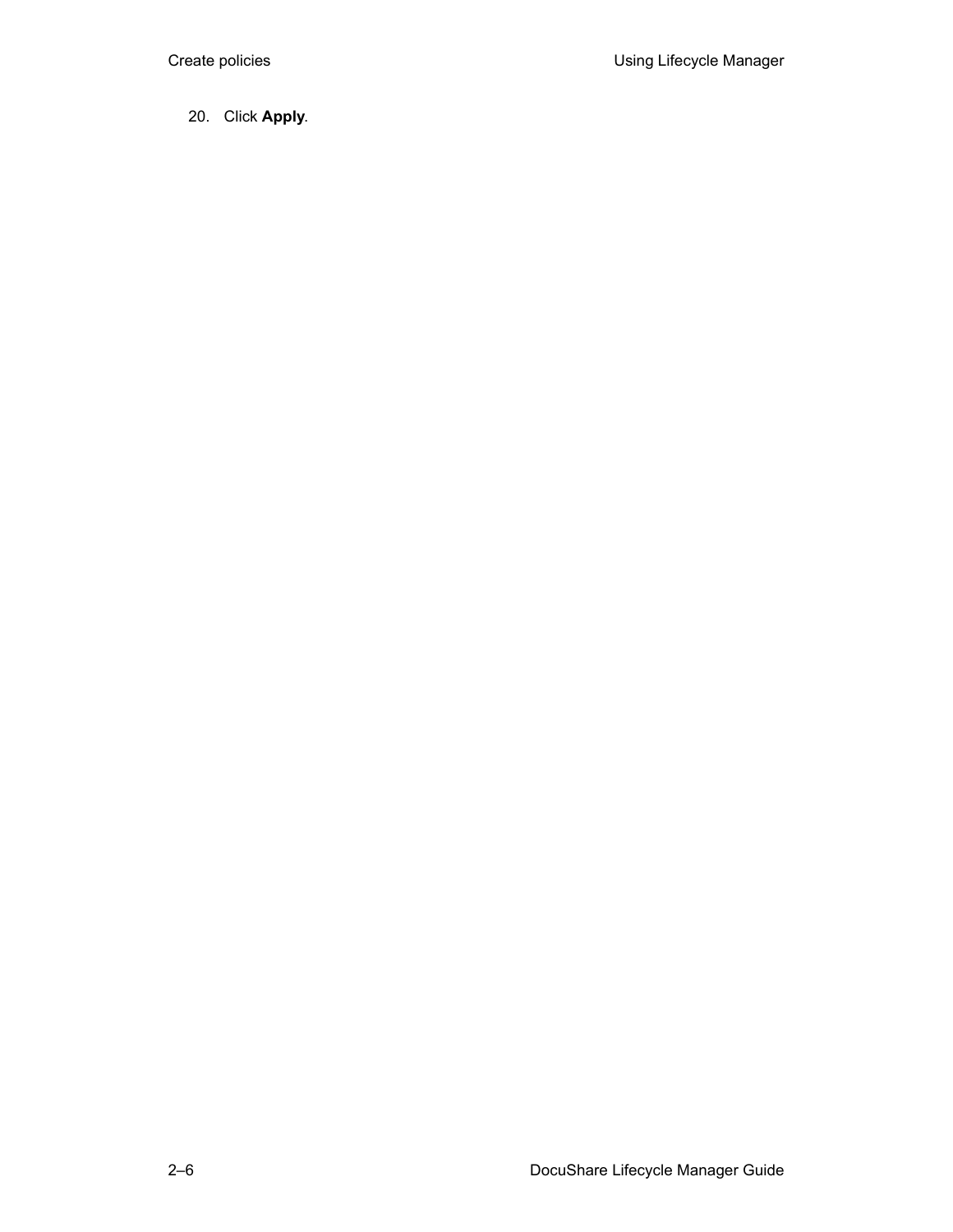20. Click **Apply**.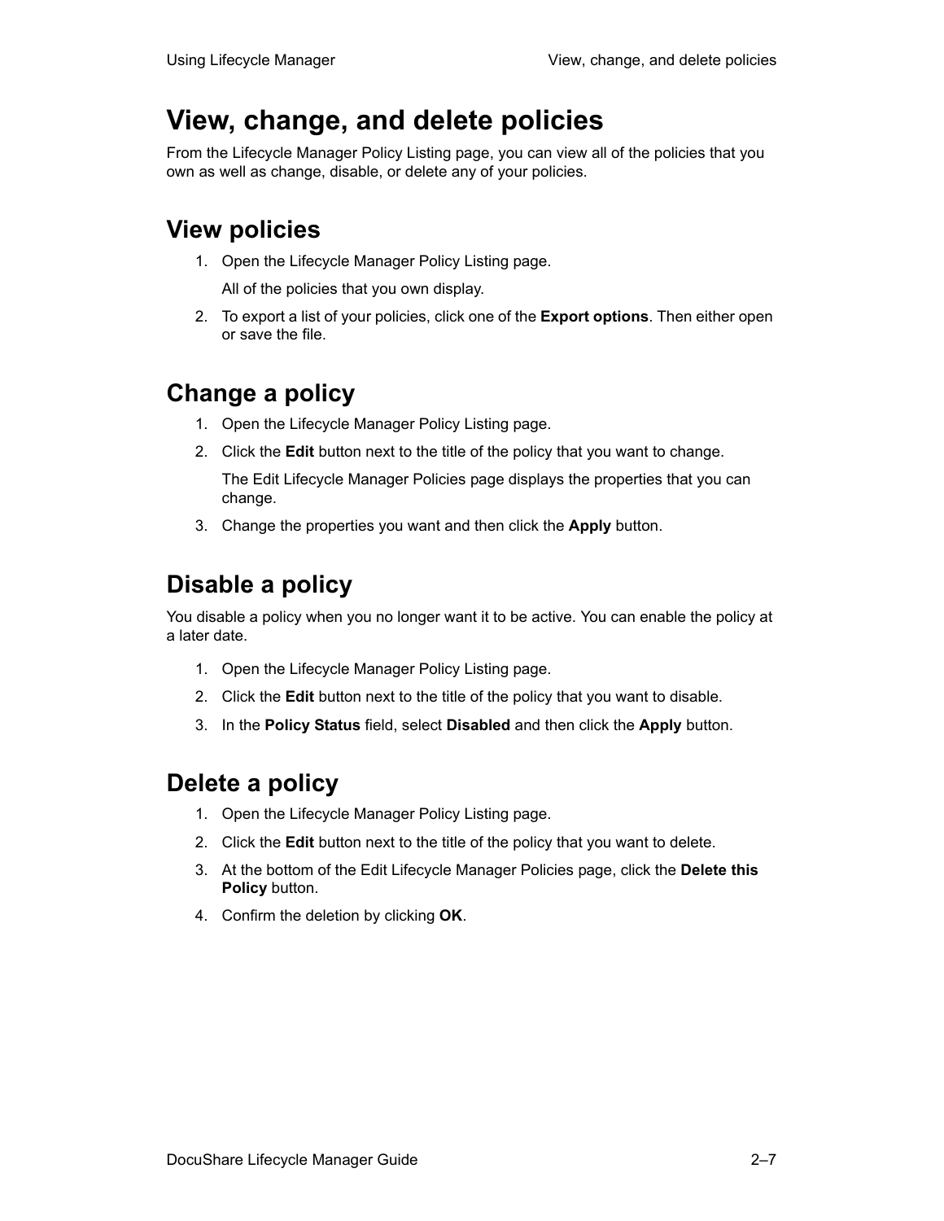# View, change, and delete policies

From the Lifecycle Manager Policy Listing page, you can view all of the policies that you own as well as change, disable, or delete any of your policies.

## View policies

1. Open the Lifecycle Manager Policy Listing page.

   All of the policies that you own display.

2. To export a list of your policies, click one of the **Export options**. Then either open or save the file.

## Change a policy

1. Open the Lifecycle Manager Policy Listing page.
2. Click the **Edit** button next to the title of the policy that you want to change.

   The Edit Lifecycle Manager Policies page displays the properties that you can change.

3. Change the properties you want and then click the **Apply** button.

## Disable a policy

You disable a policy when you no longer want it to be active. You can enable the policy at a later date.

1. Open the Lifecycle Manager Policy Listing page.
2. Click the **Edit** button next to the title of the policy that you want to disable.
3. In the **Policy Status** field, select **Disabled** and then click the **Apply** button.

## Delete a policy

1. Open the Lifecycle Manager Policy Listing page.
2. Click the **Edit** button next to the title of the policy that you want to delete.
3. At the bottom of the Edit Lifecycle Manager Policies page, click the **Delete this Policy** button.
4. Confirm the deletion by clicking **OK**.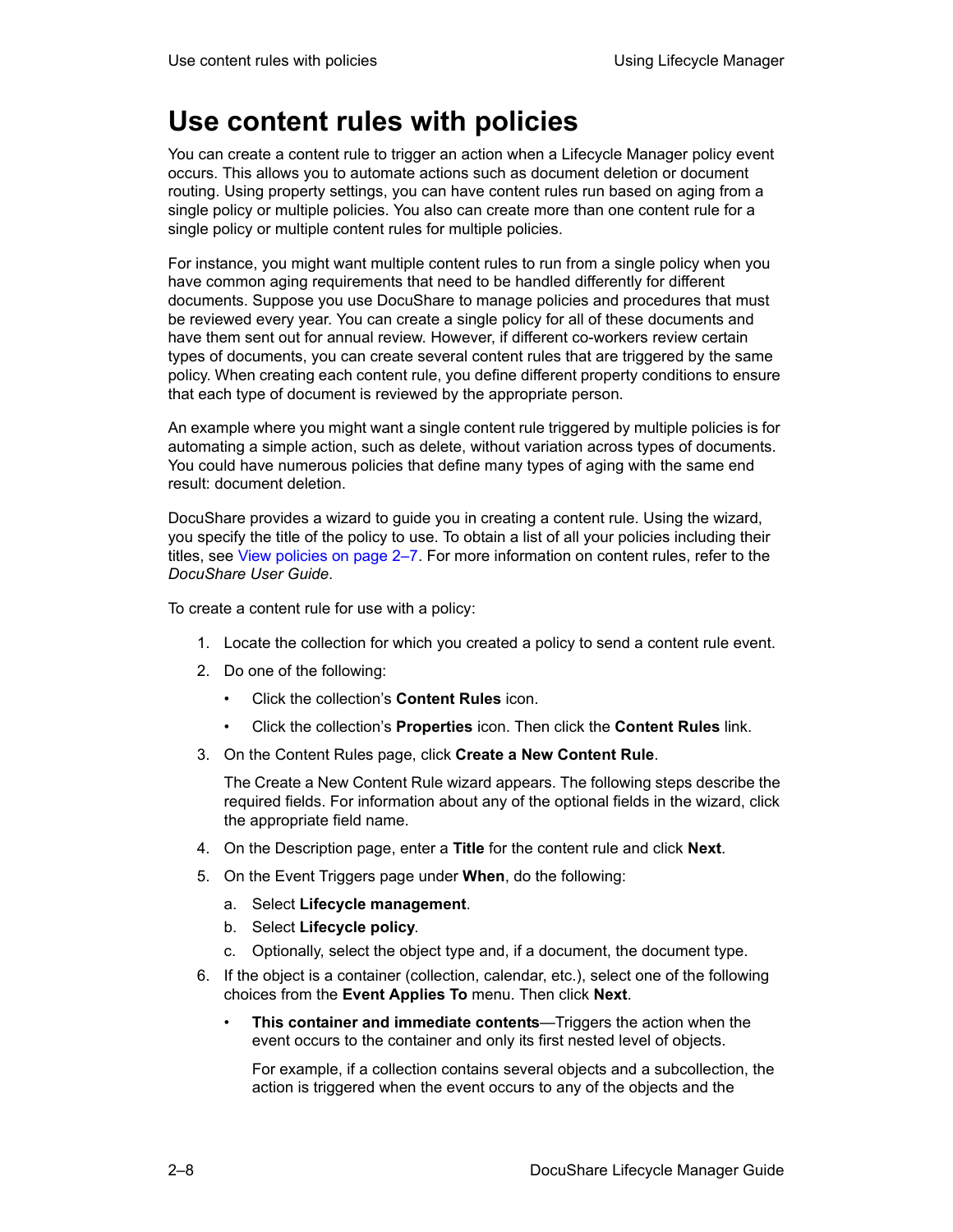# Use content rules with policies

You can create a content rule to trigger an action when a Lifecycle Manager policy event occurs. This allows you to automate actions such as document deletion or document routing. Using property settings, you can have content rules run based on aging from a single policy or multiple policies. You also can create more than one content rule for a single policy or multiple content rules for multiple policies.

For instance, you might want multiple content rules to run from a single policy when you have common aging requirements that need to be handled differently for different documents. Suppose you use DocuShare to manage policies and procedures that must be reviewed every year. You can create a single policy for all of these documents and have them sent out for annual review. However, if different co-workers review certain types of documents, you can create several content rules that are triggered by the same policy. When creating each content rule, you define different property conditions to ensure that each type of document is reviewed by the appropriate person.

An example where you might want a single content rule triggered by multiple policies is for automating a simple action, such as delete, without variation across types of documents. You could have numerous policies that define many types of aging with the same end result: document deletion.

DocuShare provides a wizard to guide you in creating a content rule. Using the wizard, you specify the title of the policy to use. To obtain a list of all your policies including their titles, see View policies on page 2–7. For more information on content rules, refer to the *DocuShare User Guide*.

To create a content rule for use with a policy:

1. Locate the collection for which you created a policy to send a content rule event.
2. Do one of the following:
   - Click the collection's **Content Rules** icon.
   - Click the collection's **Properties** icon. Then click the **Content Rules** link.
3. On the Content Rules page, click **Create a New Content Rule**.

   The Create a New Content Rule wizard appears. The following steps describe the required fields. For information about any of the optional fields in the wizard, click the appropriate field name.
4. On the Description page, enter a **Title** for the content rule and click **Next**.
5. On the Event Triggers page under **When**, do the following:
   a. Select **Lifecycle management**.
   b. Select **Lifecycle policy**.
   c. Optionally, select the object type and, if a document, the document type.
6. If the object is a container (collection, calendar, etc.), select one of the following choices from the **Event Applies To** menu. Then click **Next**.
   - **This container and immediate contents**—Triggers the action when the event occurs to the container and only its first nested level of objects.

     For example, if a collection contains several objects and a subcollection, the action is triggered when the event occurs to any of the objects and the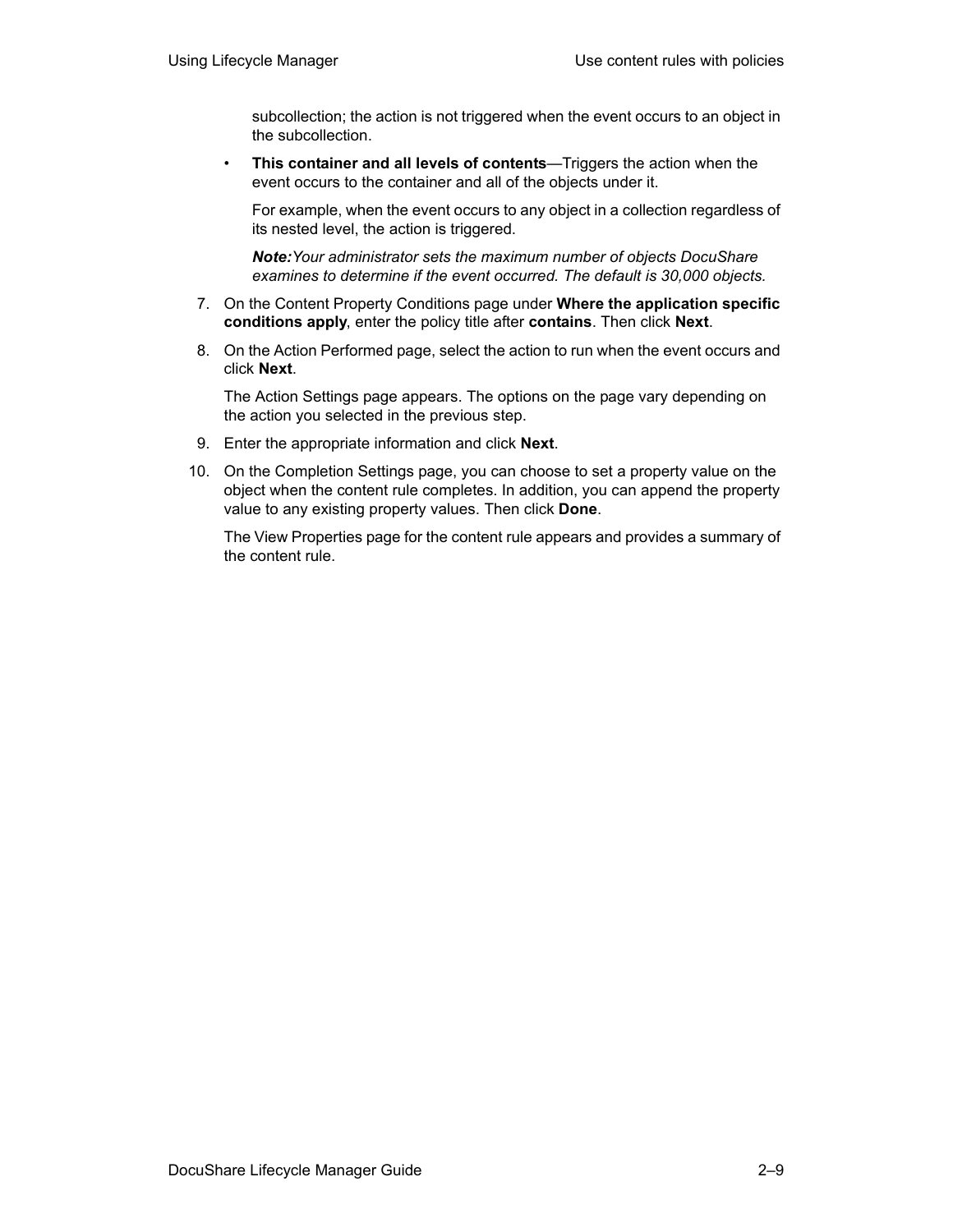subcollection; the action is not triggered when the event occurs to an object in the subcollection.

- **This container and all levels of contents**—Triggers the action when the event occurs to the container and all of the objects under it.

  For example, when the event occurs to any object in a collection regardless of its nested level, the action is triggered.

  ***Note:*** *Your administrator sets the maximum number of objects DocuShare examines to determine if the event occurred. The default is 30,000 objects.*

7. On the Content Property Conditions page under **Where the application specific conditions apply**, enter the policy title after **contains**. Then click **Next**.
8. On the Action Performed page, select the action to run when the event occurs and click **Next**.

   The Action Settings page appears. The options on the page vary depending on the action you selected in the previous step.
9. Enter the appropriate information and click **Next**.
10. On the Completion Settings page, you can choose to set a property value on the object when the content rule completes. In addition, you can append the property value to any existing property values. Then click **Done**.

    The View Properties page for the content rule appears and provides a summary of the content rule.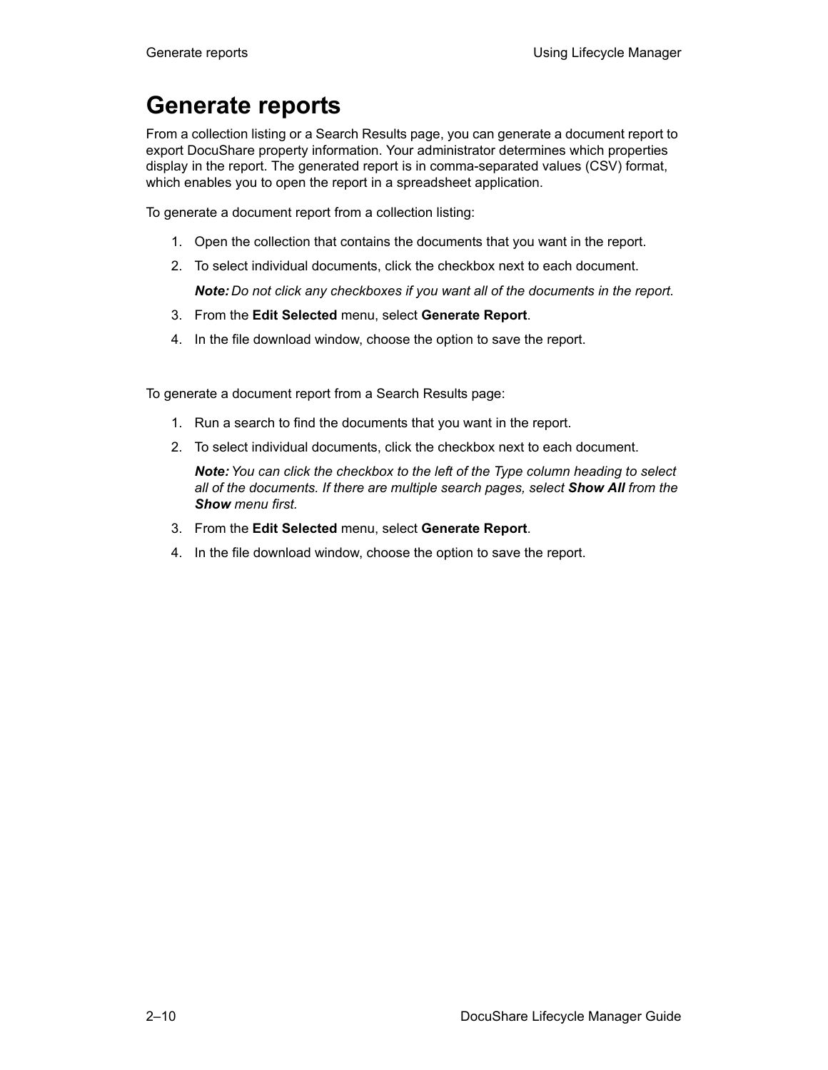# Generate reports

From a collection listing or a Search Results page, you can generate a document report to export DocuShare property information. Your administrator determines which properties display in the report. The generated report is in comma-separated values (CSV) format, which enables you to open the report in a spreadsheet application.

To generate a document report from a collection listing:

1. Open the collection that contains the documents that you want in the report.
2. To select individual documents, click the checkbox next to each document.

   ***Note:*** *Do not click any checkboxes if you want all of the documents in the report.*
3. From the **Edit Selected** menu, select **Generate Report**.
4. In the file download window, choose the option to save the report.

To generate a document report from a Search Results page:

1. Run a search to find the documents that you want in the report.
2. To select individual documents, click the checkbox next to each document.

   ***Note:*** *You can click the checkbox to the left of the Type column heading to select all of the documents. If there are multiple search pages, select **Show All** from the **Show** menu first.*
3. From the **Edit Selected** menu, select **Generate Report**.
4. In the file download window, choose the option to save the report.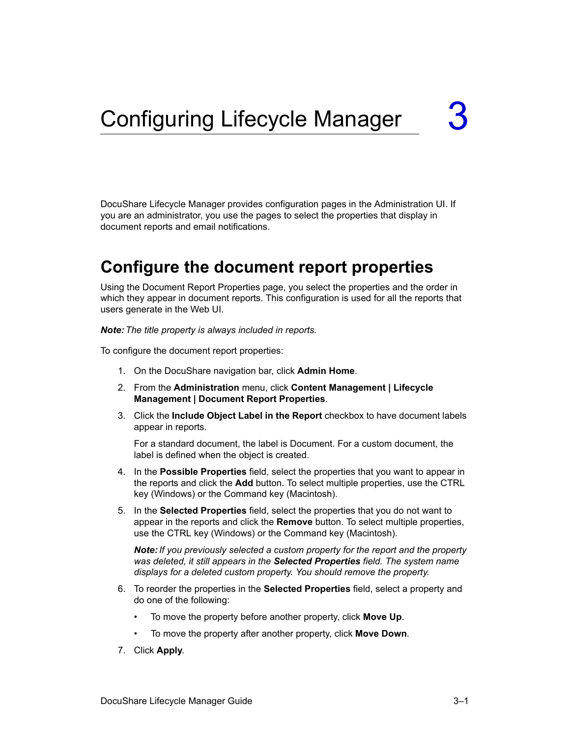# Configuring Lifecycle Manager 3

DocuShare Lifecycle Manager provides configuration pages in the Administration UI. If you are an administrator, you use the pages to select the properties that display in document reports and email notifications.

## Configure the document report properties

Using the Document Report Properties page, you select the properties and the order in which they appear in document reports. This configuration is used for all the reports that users generate in the Web UI.

***Note:*** *The title property is always included in reports.*

To configure the document report properties:

1. On the DocuShare navigation bar, click **Admin Home**.
2. From the **Administration** menu, click **Content Management | Lifecycle Management | Document Report Properties**.
3. Click the **Include Object Label in the Report** checkbox to have document labels appear in reports.

   For a standard document, the label is Document. For a custom document, the label is defined when the object is created.
4. In the **Possible Properties** field, select the properties that you want to appear in the reports and click the **Add** button. To select multiple properties, use the CTRL key (Windows) or the Command key (Macintosh).
5. In the **Selected Properties** field, select the properties that you do not want to appear in the reports and click the **Remove** button. To select multiple properties, use the CTRL key (Windows) or the Command key (Macintosh).

   ***Note:*** *If you previously selected a custom property for the report and the property was deleted, it still appears in the **Selected Properties** field. The system name displays for a deleted custom property. You should remove the property.*
6. To reorder the properties in the **Selected Properties** field, select a property and do one of the following:
   - To move the property before another property, click **Move Up**.
   - To move the property after another property, click **Move Down**.
7. Click **Apply**.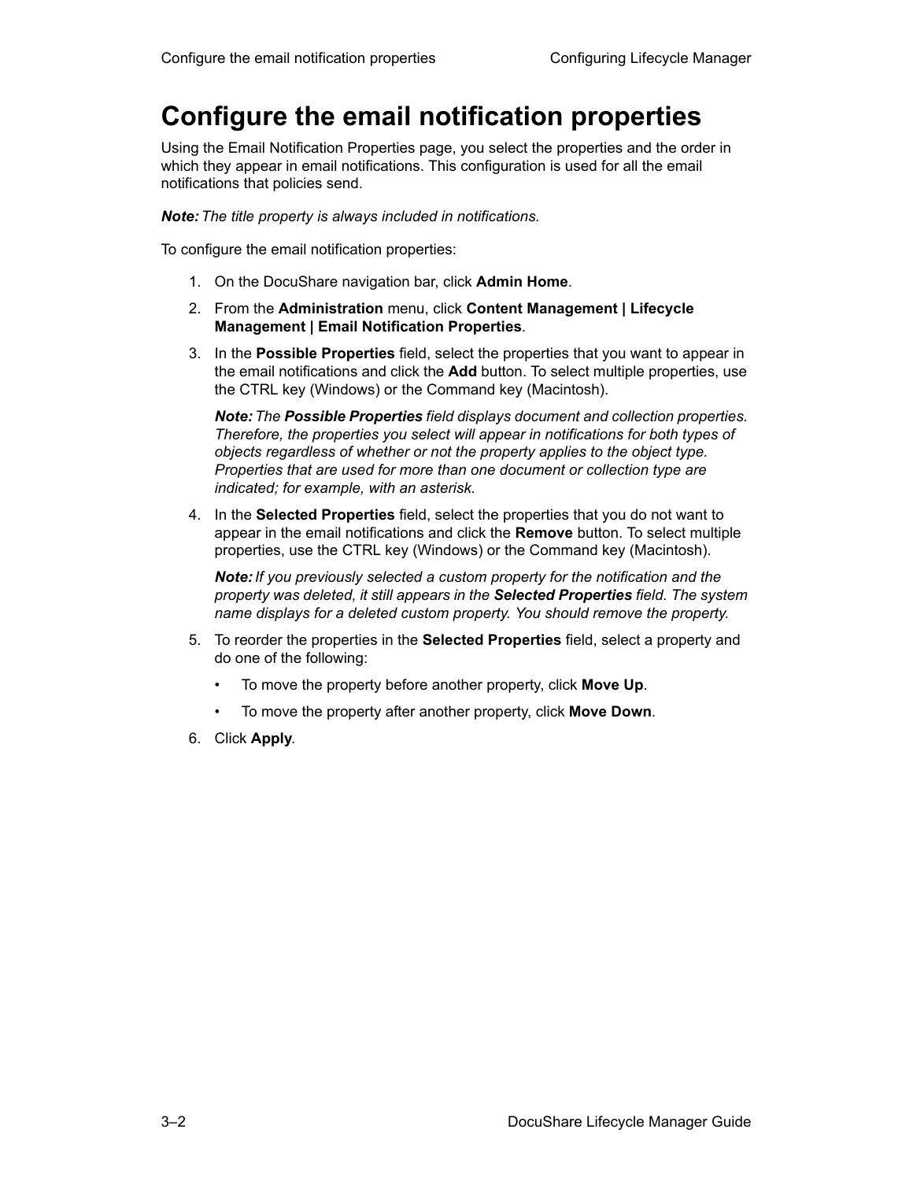# Configure the email notification properties

Using the Email Notification Properties page, you select the properties and the order in which they appear in email notifications. This configuration is used for all the email notifications that policies send.

***Note:*** *The title property is always included in notifications.*

To configure the email notification properties:

1. On the DocuShare navigation bar, click **Admin Home**.
2. From the **Administration** menu, click **Content Management | Lifecycle Management | Email Notification Properties**.
3. In the **Possible Properties** field, select the properties that you want to appear in the email notifications and click the **Add** button. To select multiple properties, use the CTRL key (Windows) or the Command key (Macintosh).

   ***Note:*** *The **Possible Properties** field displays document and collection properties. Therefore, the properties you select will appear in notifications for both types of objects regardless of whether or not the property applies to the object type. Properties that are used for more than one document or collection type are indicated; for example, with an asterisk.*

4. In the **Selected Properties** field, select the properties that you do not want to appear in the email notifications and click the **Remove** button. To select multiple properties, use the CTRL key (Windows) or the Command key (Macintosh).

   ***Note:*** *If you previously selected a custom property for the notification and the property was deleted, it still appears in the **Selected Properties** field. The system name displays for a deleted custom property. You should remove the property.*

5. To reorder the properties in the **Selected Properties** field, select a property and do one of the following:
   - To move the property before another property, click **Move Up**.
   - To move the property after another property, click **Move Down**.
6. Click **Apply**.